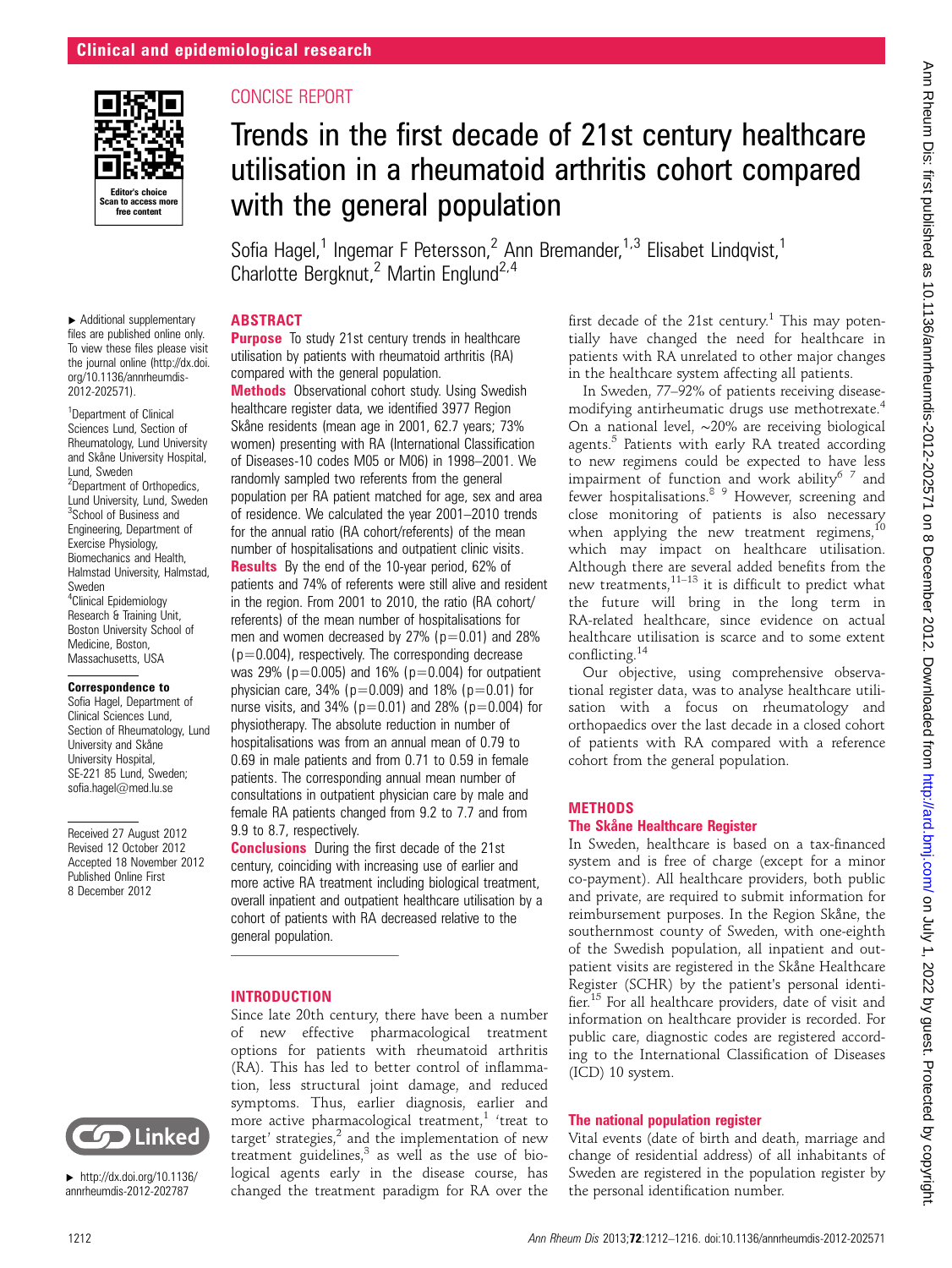## CONCISE REPORT

# Trends in the first decade of 21st century healthcare utilisation in a rheumatoid arthritis cohort compared with the general population

Sofia Hagel,[1] Ingemar F Petersson,[2] Ann Bremander,[1,3] Elisabet Lindqvist,[1] Charlotte Bergknut,[2] Martin Englund[2,4]

► Additional supplementary files are published online only. To view these files please visit the journal online (http://dx.doi.org/10.1136/annrheumdis-2012-202571).

[1]Department of Clinical Sciences Lund, Section of Rheumatology, Lund University and Skåne University Hospital, Lund, Sweden
[2]Department of Orthopedics, Lund University, Lund, Sweden
[3]School of Business and Engineering, Department of Exercise Physiology, Biomechanics and Health, Halmstad University, Halmstad, Sweden
[4]Clinical Epidemiology Research & Training Unit, Boston University School of Medicine, Boston, Massachusetts, USA

**Correspondence to**
Sofia Hagel, Department of Clinical Sciences Lund, Section of Rheumatology, Lund University and Skåne University Hospital, SE-221 85 Lund, Sweden; sofia.hagel@med.lu.se

Received 27 August 2012
Revised 12 October 2012
Accepted 18 November 2012
Published Online First 8 December 2012

► http://dx.doi.org/10.1136/annrheumdis-2012-202787

## ABSTRACT

**Purpose** To study 21st century trends in healthcare utilisation by patients with rheumatoid arthritis (RA) compared with the general population.

**Methods** Observational cohort study. Using Swedish healthcare register data, we identified 3977 Region Skåne residents (mean age in 2001, 62.7 years; 73% women) presenting with RA (International Classification of Diseases-10 codes M05 or M06) in 1998–2001. We randomly sampled two referents from the general population per RA patient matched for age, sex and area of residence. We calculated the year 2001–2010 trends for the annual ratio (RA cohort/referents) of the mean number of hospitalisations and outpatient clinic visits.

**Results** By the end of the 10-year period, 62% of patients and 74% of referents were still alive and resident in the region. From 2001 to 2010, the ratio (RA cohort/referents) of the mean number of hospitalisations for men and women decreased by 27% ($p=0.01$) and 28% ($p=0.004$), respectively. The corresponding decrease was 29% ($p=0.005$) and 16% ($p=0.004$) for outpatient physician care, 34% ($p=0.009$) and 18% ($p=0.01$) for nurse visits, and 34% ($p=0.01$) and 28% ($p=0.004$) for physiotherapy. The absolute reduction in number of hospitalisations was from an annual mean of 0.79 to 0.69 in male patients and from 0.71 to 0.59 in female patients. The corresponding annual mean number of consultations in outpatient physician care by male and female RA patients changed from 9.2 to 7.7 and from 9.9 to 8.7, respectively.

**Conclusions** During the first decade of the 21st century, coinciding with increasing use of earlier and more active RA treatment including biological treatment, overall inpatient and outpatient healthcare utilisation by a cohort of patients with RA decreased relative to the general population.

## INTRODUCTION

Since late 20th century, there have been a number of new effective pharmacological treatment options for patients with rheumatoid arthritis (RA). This has led to better control of inflammation, less structural joint damage, and reduced symptoms. Thus, earlier diagnosis, earlier and more active pharmacological treatment,[1] 'treat to target' strategies,[2] and the implementation of new treatment guidelines,[3] as well as the use of biological agents early in the disease course, has changed the treatment paradigm for RA over the first decade of the 21st century.[1] This may potentially have changed the need for healthcare in patients with RA unrelated to other major changes in the healthcare system affecting all patients.

In Sweden, 77–92% of patients receiving disease-modifying antirheumatic drugs use methotrexate.[4] On a national level, ~20% are receiving biological agents.[5] Patients with early RA treated according to new regimens could be expected to have less impairment of function and work ability[6,7] and fewer hospitalisations.[8,9] However, screening and close monitoring of patients is also necessary when applying the new treatment regimens,[10] which may impact on healthcare utilisation. Although there are several added benefits from the new treatments,[11–13] it is difficult to predict what the future will bring in the long term in RA-related healthcare, since evidence on actual healthcare utilisation is scarce and to some extent conflicting.[14]

Our objective, using comprehensive observational register data, was to analyse healthcare utilisation with a focus on rheumatology and orthopaedics over the last decade in a closed cohort of patients with RA compared with a reference cohort from the general population.

## METHODS

### The Skåne Healthcare Register

In Sweden, healthcare is based on a tax-financed system and is free of charge (except for a minor co-payment). All healthcare providers, both public and private, are required to submit information for reimbursement purposes. In the Region Skåne, the southernmost county of Sweden, with one-eighth of the Swedish population, all inpatient and outpatient visits are registered in the Skåne Healthcare Register (SCHR) by the patient's personal identifier.[15] For all healthcare providers, date of visit and information on healthcare provider is recorded. For public care, diagnostic codes are registered according to the International Classification of Diseases (ICD) 10 system.

### The national population register

Vital events (date of birth and death, marriage and change of residential address) of all inhabitants of Sweden are registered in the population register by the personal identification number.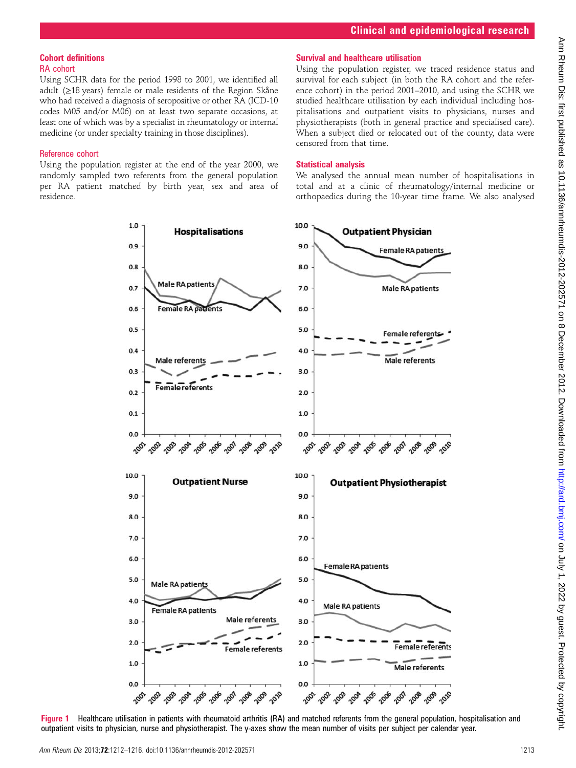### Cohort definitions

#### RA cohort

Using SCHR data for the period 1998 to 2001, we identified all adult (≥18 years) female or male residents of the Region Skåne who had received a diagnosis of seropositive or other RA (ICD-10 codes M05 and/or M06) on at least two separate occasions, at least one of which was by a specialist in rheumatology or internal medicine (or under specialty training in those disciplines).

#### Reference cohort

Using the population register at the end of the year 2000, we randomly sampled two referents from the general population per RA patient matched by birth year, sex and area of residence.

### Survival and healthcare utilisation

Using the population register, we traced residence status and survival for each subject (in both the RA cohort and the reference cohort) in the period 2001–2010, and using the SCHR we studied healthcare utilisation by each individual including hospitalisations and outpatient visits to physicians, nurses and physiotherapists (both in general practice and specialised care). When a subject died or relocated out of the county, data were censored from that time.

### Statistical analysis

We analysed the annual mean number of hospitalisations in total and at a clinic of rheumatology/internal medicine or orthopaedics during the 10-year time frame. We also analysed

**Figure 1** Healthcare utilisation in patients with rheumatoid arthritis (RA) and matched referents from the general population, hospitalisation and outpatient visits to physician, nurse and physiotherapist. The y-axes show the mean number of visits per subject per calendar year.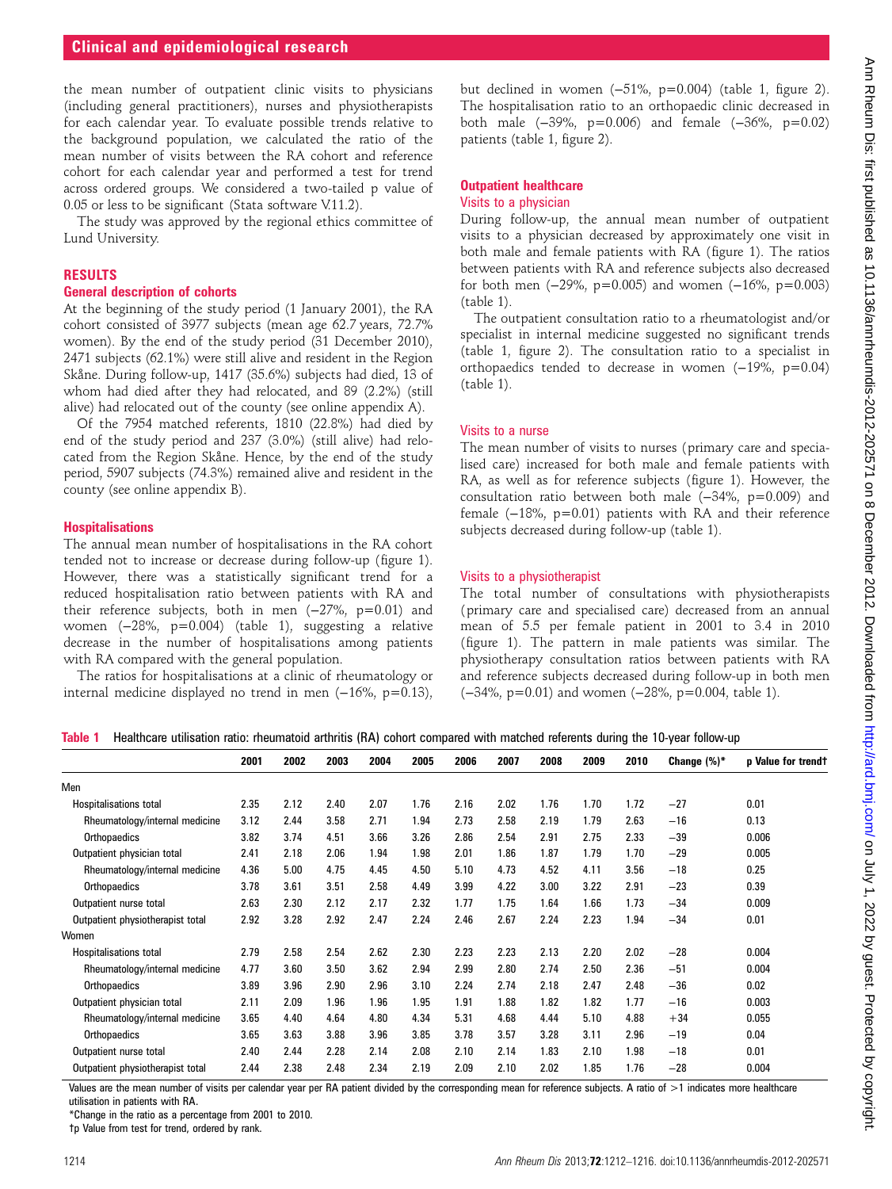the mean number of outpatient clinic visits to physicians (including general practitioners), nurses and physiotherapists for each calendar year. To evaluate possible trends relative to the background population, we calculated the ratio of the mean number of visits between the RA cohort and reference cohort for each calendar year and performed a test for trend across ordered groups. We considered a two-tailed p value of 0.05 or less to be significant (Stata software V.11.2).

The study was approved by the regional ethics committee of Lund University.

## RESULTS

### General description of cohorts

At the beginning of the study period (1 January 2001), the RA cohort consisted of 3977 subjects (mean age 62.7 years, 72.7% women). By the end of the study period (31 December 2010), 2471 subjects (62.1%) were still alive and resident in the Region Skåne. During follow-up, 1417 (35.6%) subjects had died, 13 of whom had died after they had relocated, and 89 (2.2%) (still alive) had relocated out of the county (see online appendix A).

Of the 7954 matched referents, 1810 (22.8%) had died by end of the study period and 237 (3.0%) (still alive) had relocated from the Region Skåne. Hence, by the end of the study period, 5907 subjects (74.3%) remained alive and resident in the county (see online appendix B).

### Hospitalisations

The annual mean number of hospitalisations in the RA cohort tended not to increase or decrease during follow-up (figure 1). However, there was a statistically significant trend for a reduced hospitalisation ratio between patients with RA and their reference subjects, both in men (−27%, p=0.01) and women (−28%, p=0.004) (table 1), suggesting a relative decrease in the number of hospitalisations among patients with RA compared with the general population.

The ratios for hospitalisations at a clinic of rheumatology or internal medicine displayed no trend in men (−16%, p=0.13), but declined in women (−51%, p=0.004) (table 1, figure 2). The hospitalisation ratio to an orthopaedic clinic decreased in both male (−39%, p=0.006) and female (−36%, p=0.02) patients (table 1, figure 2).

### Outpatient healthcare

#### Visits to a physician

During follow-up, the annual mean number of outpatient visits to a physician decreased by approximately one visit in both male and female patients with RA (figure 1). The ratios between patients with RA and reference subjects also decreased for both men (−29%, p=0.005) and women (−16%, p=0.003) (table 1).

The outpatient consultation ratio to a rheumatologist and/or specialist in internal medicine suggested no significant trends (table 1, figure 2). The consultation ratio to a specialist in orthopaedics tended to decrease in women (−19%, p=0.04) (table 1).

#### Visits to a nurse

The mean number of visits to nurses (primary care and specialised care) increased for both male and female patients with RA, as well as for reference subjects (figure 1). However, the consultation ratio between both male (−34%, p=0.009) and female (−18%, p=0.01) patients with RA and their reference subjects decreased during follow-up (table 1).

#### Visits to a physiotherapist

The total number of consultations with physiotherapists (primary care and specialised care) decreased from an annual mean of 5.5 per female patient in 2001 to 3.4 in 2010 (figure 1). The pattern in male patients was similar. The physiotherapy consultation ratios between patients with RA and reference subjects decreased during follow-up in both men (−34%, p=0.01) and women (−28%, p=0.004, table 1).

**Table 1** Healthcare utilisation ratio: rheumatoid arthritis (RA) cohort compared with matched referents during the 10-year follow-up

| | 2001 | 2002 | 2003 | 2004 | 2005 | 2006 | 2007 | 2008 | 2009 | 2010 | Change (%)* | p Value for trend† |
|---|---|---|---|---|---|---|---|---|---|---|---|---|
| Men | | | | | | | | | | | | |
| Hospitalisations total | 2.35 | 2.12 | 2.40 | 2.07 | 1.76 | 2.16 | 2.02 | 1.76 | 1.70 | 1.72 | −27 | 0.01 |
| Rheumatology/internal medicine | 3.12 | 2.44 | 3.58 | 2.71 | 1.94 | 2.73 | 2.58 | 2.19 | 1.79 | 2.63 | −16 | 0.13 |
| Orthopaedics | 3.82 | 3.74 | 4.51 | 3.66 | 3.26 | 2.86 | 2.54 | 2.91 | 2.75 | 2.33 | −39 | 0.006 |
| Outpatient physician total | 2.41 | 2.18 | 2.06 | 1.94 | 1.98 | 2.01 | 1.86 | 1.87 | 1.79 | 1.70 | −29 | 0.005 |
| Rheumatology/internal medicine | 4.36 | 5.00 | 4.75 | 4.45 | 4.50 | 5.10 | 4.73 | 4.52 | 4.11 | 3.56 | −18 | 0.25 |
| Orthopaedics | 3.78 | 3.61 | 3.51 | 2.58 | 4.49 | 3.99 | 4.22 | 3.00 | 3.22 | 2.91 | −23 | 0.39 |
| Outpatient nurse total | 2.63 | 2.30 | 2.12 | 2.17 | 2.32 | 1.77 | 1.75 | 1.64 | 1.66 | 1.73 | −34 | 0.009 |
| Outpatient physiotherapist total | 2.92 | 3.28 | 2.92 | 2.47 | 2.24 | 2.46 | 2.67 | 2.24 | 2.23 | 1.94 | −34 | 0.01 |
| Women | | | | | | | | | | | | |
| Hospitalisations total | 2.79 | 2.58 | 2.54 | 2.62 | 2.30 | 2.23 | 2.23 | 2.13 | 2.20 | 2.02 | −28 | 0.004 |
| Rheumatology/internal medicine | 4.77 | 3.60 | 3.50 | 3.62 | 2.94 | 2.99 | 2.80 | 2.74 | 2.50 | 2.36 | −51 | 0.004 |
| Orthopaedics | 3.89 | 3.96 | 2.90 | 2.96 | 3.10 | 2.24 | 2.74 | 2.18 | 2.47 | 2.48 | −36 | 0.02 |
| Outpatient physician total | 2.11 | 2.09 | 1.96 | 1.96 | 1.95 | 1.91 | 1.88 | 1.82 | 1.82 | 1.77 | −16 | 0.003 |
| Rheumatology/internal medicine | 3.65 | 4.40 | 4.64 | 4.80 | 4.34 | 5.31 | 4.68 | 4.44 | 5.10 | 4.88 | +34 | 0.055 |
| Orthopaedics | 3.65 | 3.63 | 3.88 | 3.96 | 3.85 | 3.78 | 3.57 | 3.28 | 3.11 | 2.96 | −19 | 0.04 |
| Outpatient nurse total | 2.40 | 2.44 | 2.28 | 2.14 | 2.08 | 2.10 | 2.14 | 1.83 | 2.10 | 1.98 | −18 | 0.01 |
| Outpatient physiotherapist total | 2.44 | 2.38 | 2.48 | 2.34 | 2.19 | 2.09 | 2.10 | 2.02 | 1.85 | 1.76 | −28 | 0.004 |

Values are the mean number of visits per calendar year per RA patient divided by the corresponding mean for reference subjects. A ratio of >1 indicates more healthcare utilisation in patients with RA.

*Change in the ratio as a percentage from 2001 to 2010.

†p Value from test for trend, ordered by rank.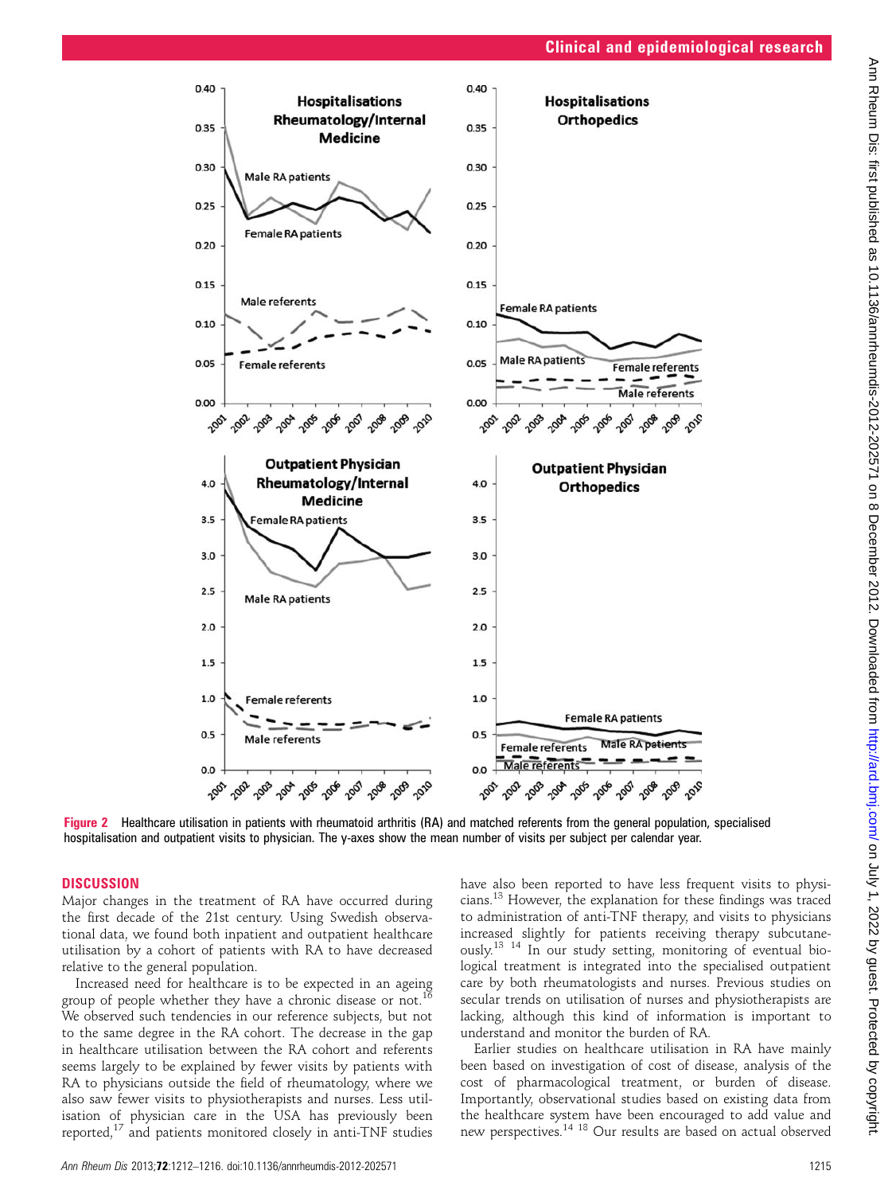Figure 2 Healthcare utilisation in patients with rheumatoid arthritis (RA) and matched referents from the general population, specialised hospitalisation and outpatient visits to physician. The y-axes show the mean number of visits per subject per calendar year.

## DISCUSSION

Major changes in the treatment of RA have occurred during the first decade of the 21st century. Using Swedish observational data, we found both inpatient and outpatient healthcare utilisation by a cohort of patients with RA to have decreased relative to the general population.

Increased need for healthcare is to be expected in an ageing group of people whether they have a chronic disease or not.[16] We observed such tendencies in our reference subjects, but not to the same degree in the RA cohort. The decrease in the gap in healthcare utilisation between the RA cohort and referents seems largely to be explained by fewer visits by patients with RA to physicians outside the field of rheumatology, where we also saw fewer visits to physiotherapists and nurses. Less utilisation of physician care in the USA has previously been reported,[17] and patients monitored closely in anti-TNF studies have also been reported to have less frequent visits to physicians.[13] However, the explanation for these findings was traced to administration of anti-TNF therapy, and visits to physicians increased slightly for patients receiving therapy subcutaneously.[13 14] In our study setting, monitoring of eventual biological treatment is integrated into the specialised outpatient care by both rheumatologists and nurses. Previous studies on secular trends on utilisation of nurses and physiotherapists are lacking, although this kind of information is important to understand and monitor the burden of RA.

Earlier studies on healthcare utilisation in RA have mainly been based on investigation of cost of disease, analysis of the cost of pharmacological treatment, or burden of disease. Importantly, observational studies based on existing data from the healthcare system have been encouraged to add value and new perspectives.[14 18] Our results are based on actual observed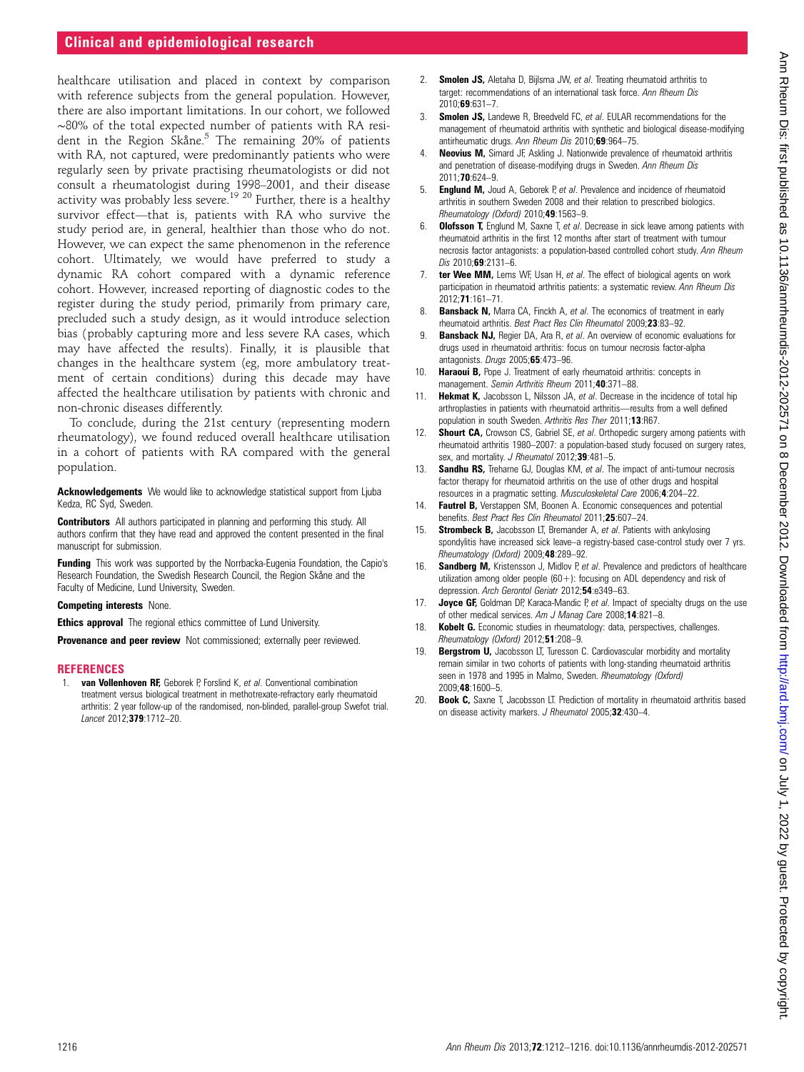healthcare utilisation and placed in context by comparison with reference subjects from the general population. However, there are also important limitations. In our cohort, we followed ~80% of the total expected number of patients with RA resident in the Region Skåne.[5] The remaining 20% of patients with RA, not captured, were predominantly patients who were regularly seen by private practising rheumatologists or did not consult a rheumatologist during 1998–2001, and their disease activity was probably less severe.[19 20] Further, there is a healthy survivor effect—that is, patients with RA who survive the study period are, in general, healthier than those who do not. However, we can expect the same phenomenon in the reference cohort. Ultimately, we would have preferred to study a dynamic RA cohort compared with a dynamic reference cohort. However, increased reporting of diagnostic codes to the register during the study period, primarily from primary care, precluded such a study design, as it would introduce selection bias (probably capturing more and less severe RA cases, which may have affected the results). Finally, it is plausible that changes in the healthcare system (eg, more ambulatory treatment of certain conditions) during this decade may have affected the healthcare utilisation by patients with chronic and non-chronic diseases differently.

To conclude, during the 21st century (representing modern rheumatology), we found reduced overall healthcare utilisation in a cohort of patients with RA compared with the general population.

**Acknowledgements** We would like to acknowledge statistical support from Ljuba Kedza, RC Syd, Sweden.

**Contributors** All authors participated in planning and performing this study. All authors confirm that they have read and approved the content presented in the final manuscript for submission.

**Funding** This work was supported by the Norrbacka-Eugenia Foundation, the Capio's Research Foundation, the Swedish Research Council, the Region Skåne and the Faculty of Medicine, Lund University, Sweden.

**Competing interests** None.

**Ethics approval** The regional ethics committee of Lund University.

**Provenance and peer review** Not commissioned; externally peer reviewed.

## REFERENCES

1. **van Vollenhoven RF,** Geborek P, Forslind K, *et al*. Conventional combination treatment versus biological treatment in methotrexate-refractory early rheumatoid arthritis: 2 year follow-up of the randomised, non-blinded, parallel-group Swefot trial. *Lancet* 2012;**379**:1712–20.
2. **Smolen JS,** Aletaha D, Bijlsma JW, *et al*. Treating rheumatoid arthritis to target: recommendations of an international task force. *Ann Rheum Dis* 2010;**69**:631–7.
3. **Smolen JS,** Landewe R, Breedveld FC, *et al*. EULAR recommendations for the management of rheumatoid arthritis with synthetic and biological disease-modifying antirheumatic drugs. *Ann Rheum Dis* 2010;**69**:964–75.
4. **Neovius M,** Simard JF, Askling J. Nationwide prevalence of rheumatoid arthritis and penetration of disease-modifying drugs in Sweden. *Ann Rheum Dis* 2011;**70**:624–9.
5. **Englund M,** Joud A, Geborek P, *et al*. Prevalence and incidence of rheumatoid arthritis in southern Sweden 2008 and their relation to prescribed biologics. *Rheumatology (Oxford)* 2010;**49**:1563–9.
6. **Olofsson T,** Englund M, Saxne T, *et al*. Decrease in sick leave among patients with rheumatoid arthritis in the first 12 months after start of treatment with tumour necrosis factor antagonists: a population-based controlled cohort study. *Ann Rheum Dis* 2010;**69**:2131–6.
7. **ter Wee MM,** Lems WF, Usan H, *et al*. The effect of biological agents on work participation in rheumatoid arthritis patients: a systematic review. *Ann Rheum Dis* 2012;**71**:161–71.
8. **Bansback N,** Marra CA, Finckh A, *et al*. The economics of treatment in early rheumatoid arthritis. *Best Pract Res Clin Rheumatol* 2009;**23**:83–92.
9. **Bansback NJ,** Regier DA, Ara R, *et al*. An overview of economic evaluations for drugs used in rheumatoid arthritis: focus on tumour necrosis factor-alpha antagonists. *Drugs* 2005;**65**:473–96.
10. **Haraoui B,** Pope J. Treatment of early rheumatoid arthritis: concepts in management. *Semin Arthritis Rheum* 2011;**40**:371–88.
11. **Hekmat K,** Jacobsson L, Nilsson JA, *et al*. Decrease in the incidence of total hip arthroplasties in patients with rheumatoid arthritis—results from a well defined population in south Sweden. *Arthritis Res Ther* 2011;**13**:R67.
12. **Shourt CA,** Crowson CS, Gabriel SE, *et al*. Orthopedic surgery among patients with rheumatoid arthritis 1980–2007: a population-based study focused on surgery rates, sex, and mortality. *J Rheumatol* 2012;**39**:481–5.
13. **Sandhu RS,** Treharne GJ, Douglas KM, *et al*. The impact of anti-tumour necrosis factor therapy for rheumatoid arthritis on the use of other drugs and hospital resources in a pragmatic setting. *Musculoskeletal Care* 2006;**4**:204–22.
14. **Fautrel B,** Verstappen SM, Boonen A. Economic consequences and potential benefits. *Best Pract Res Clin Rheumatol* 2011;**25**:607–24.
15. **Strombeck B,** Jacobsson LT, Bremander A, *et al*. Patients with ankylosing spondylitis have increased sick leave–a registry-based case-control study over 7 yrs. *Rheumatology (Oxford)* 2009;**48**:289–92.
16. **Sandberg M,** Kristensson J, Midlov P, *et al*. Prevalence and predictors of healthcare utilization among older people (60+): focusing on ADL dependency and risk of depression. *Arch Gerontol Geriatr* 2012;**54**:e349–63.
17. **Joyce GF,** Goldman DP, Karaca-Mandic P, *et al*. Impact of specialty drugs on the use of other medical services. *Am J Manag Care* 2008;**14**:821–8.
18. **Kobelt G.** Economic studies in rheumatology: data, perspectives, challenges. *Rheumatology (Oxford)* 2012;**51**:208–9.
19. **Bergstrom U,** Jacobsson LT, Turesson C. Cardiovascular morbidity and mortality remain similar in two cohorts of patients with long-standing rheumatoid arthritis seen in 1978 and 1995 in Malmo, Sweden. *Rheumatology (Oxford)* 2009;**48**:1600–5.
20. **Book C,** Saxne T, Jacobsson LT. Prediction of mortality in rheumatoid arthritis based on disease activity markers. *J Rheumatol* 2005;**32**:430–4.